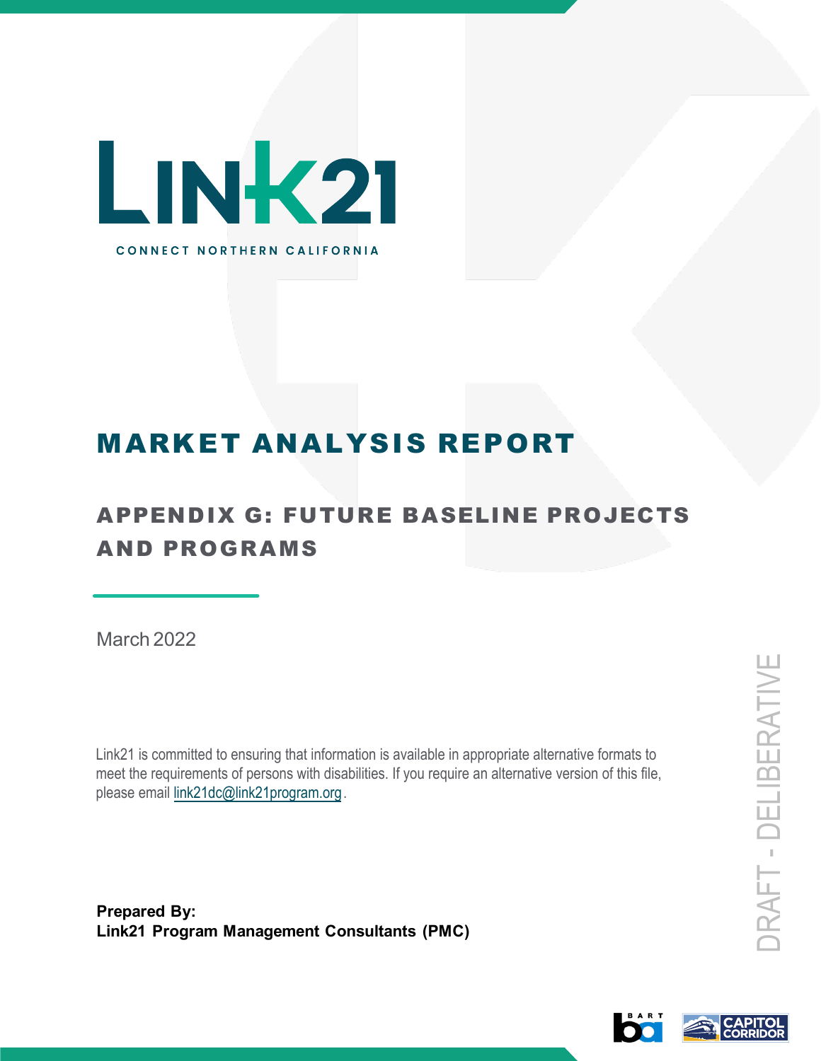# LINK21

CONNECT NORTHERN CALIFORNIA

# MARKET ANALYSIS REPORT

## APPENDIX G: FUTURE BASELINE PROJECTS AND PROGRAMS

March 2022

Link21 is committed to ensuring that information is available in appropriate alternative formats to meet the requirements of persons with disabilities. If you require an alternative version of this file, please email link21dc@link21program.org.

**Prepared By:**
**Link21 Program Management Consultants (PMC)**

DRAFT - DELIBERATIVE

BART

CAPITOL CORRIDOR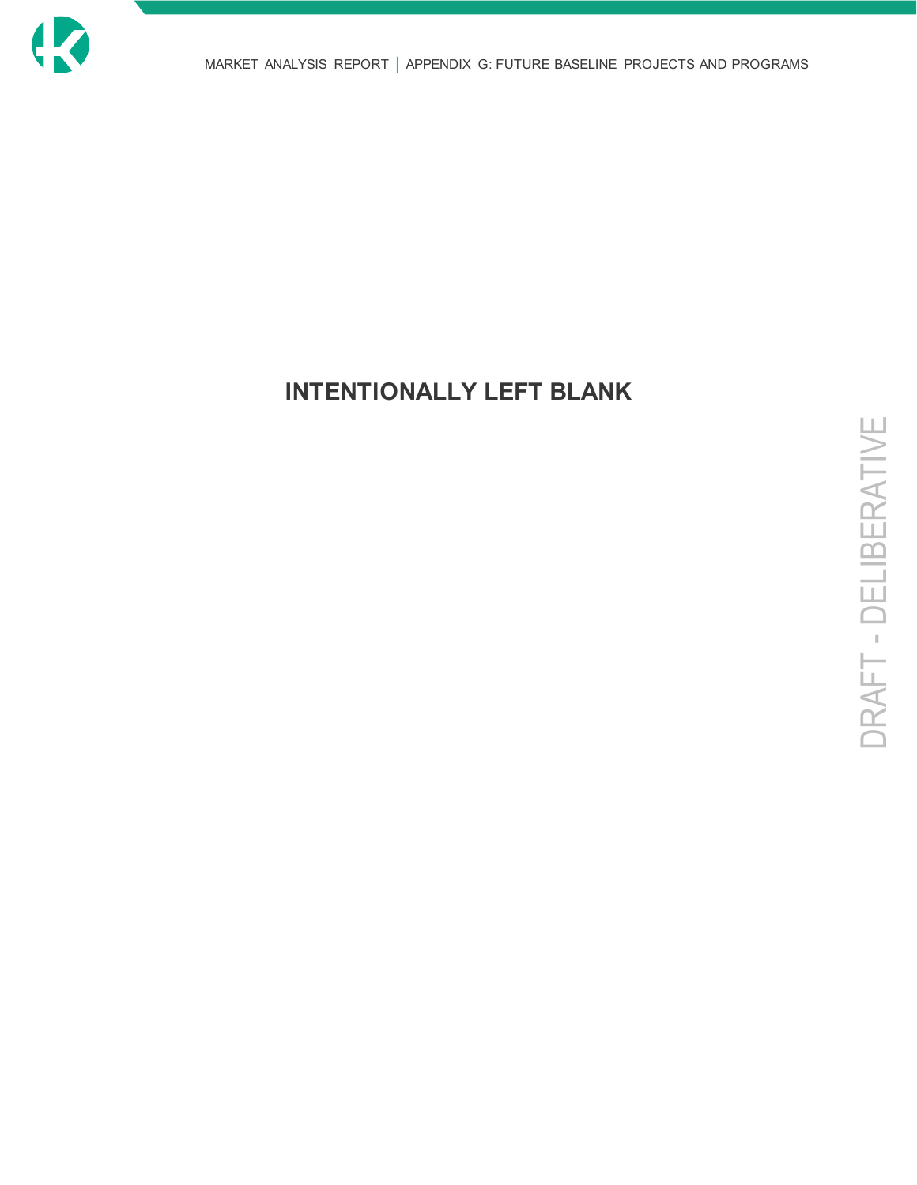**INTENTIONALLY LEFT BLANK**

DRAFT - DELIBERATIVE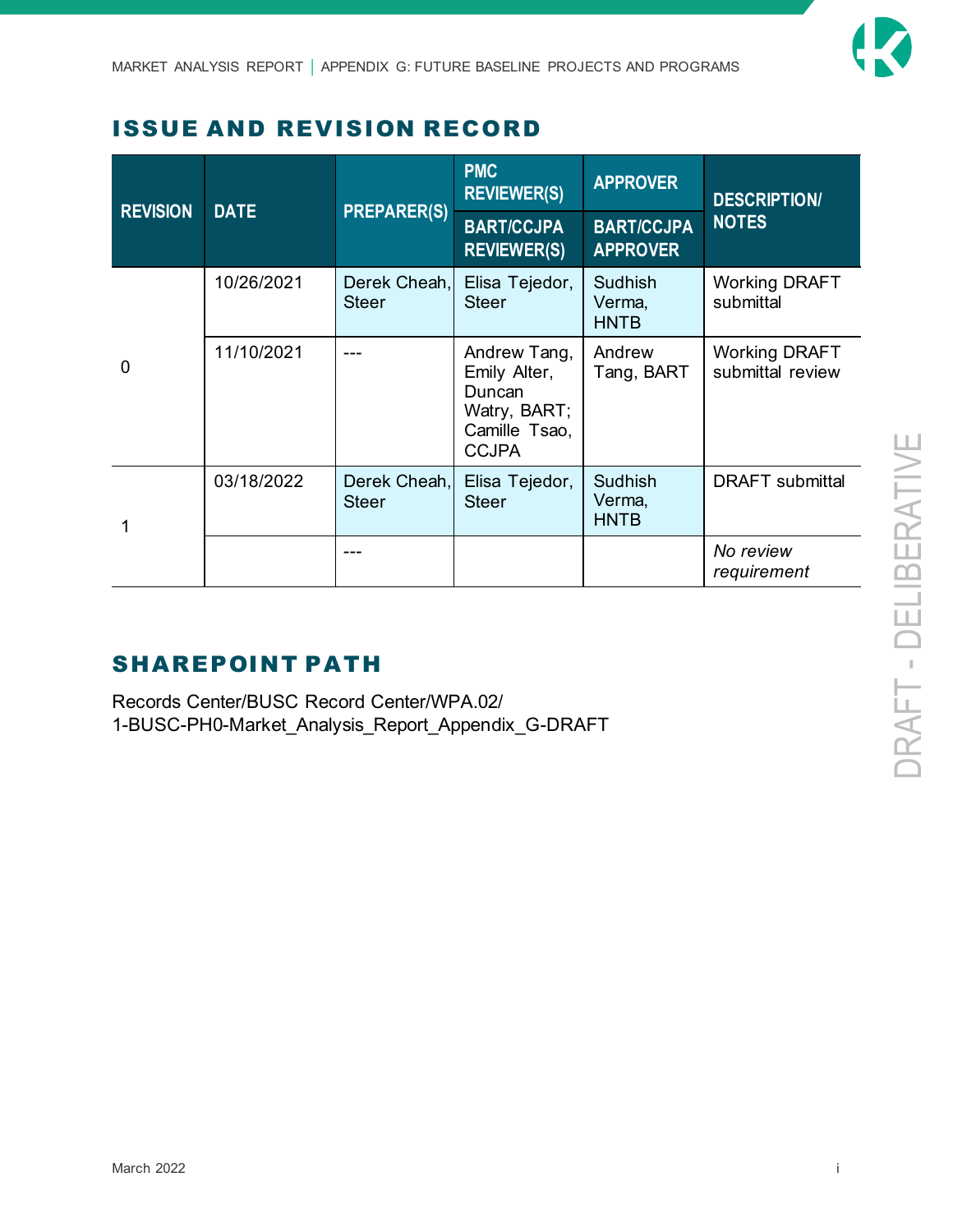## ISSUE AND REVISION RECORD

| REVISION | DATE | PREPARER(S) | PMC REVIEWER(S) / BART/CCJPA REVIEWER(S) | APPROVER / BART/CCJPA APPROVER | DESCRIPTION/ NOTES |
|---|---|---|---|---|---|
| 0 | 10/26/2021 | Derek Cheah, Steer | Elisa Tejedor, Steer | Sudhish Verma, HNTB | Working DRAFT submittal |
| | 11/10/2021 | --- | Andrew Tang, Emily Alter, Duncan Watry, BART; Camille Tsao, CCJPA | Andrew Tang, BART | Working DRAFT submittal review |
| 1 | 03/18/2022 | Derek Cheah, Steer | Elisa Tejedor, Steer | Sudhish Verma, HNTB | DRAFT submittal |
| | | --- | | | *No review requirement* |

## SHAREPOINT PATH

Records Center/BUSC Record Center/WPA.02/
1-BUSC-PH0-Market_Analysis_Report_Appendix_G-DRAFT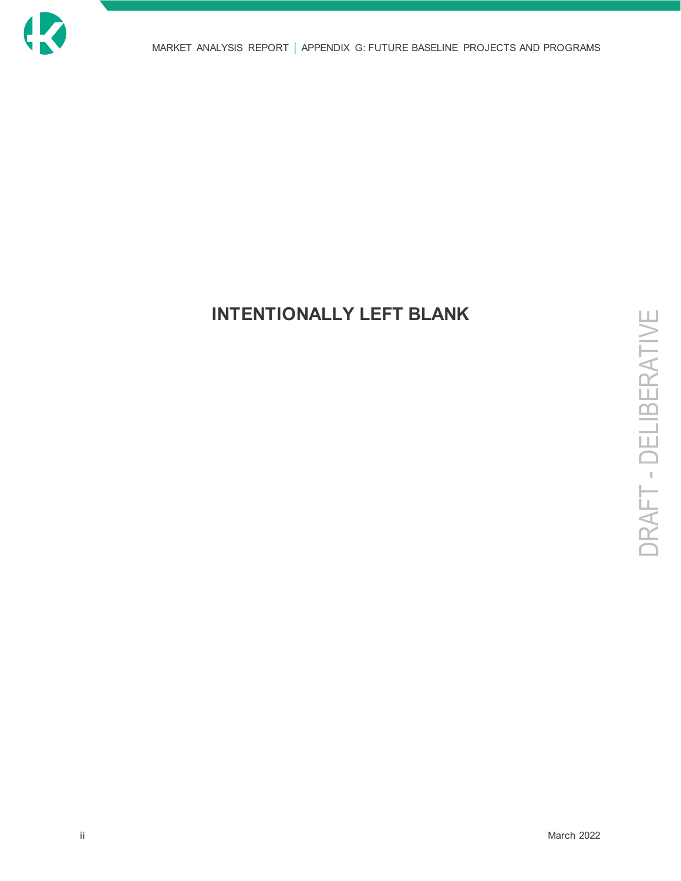**INTENTIONALLY LEFT BLANK**

DRAFT - DELIBERATIVE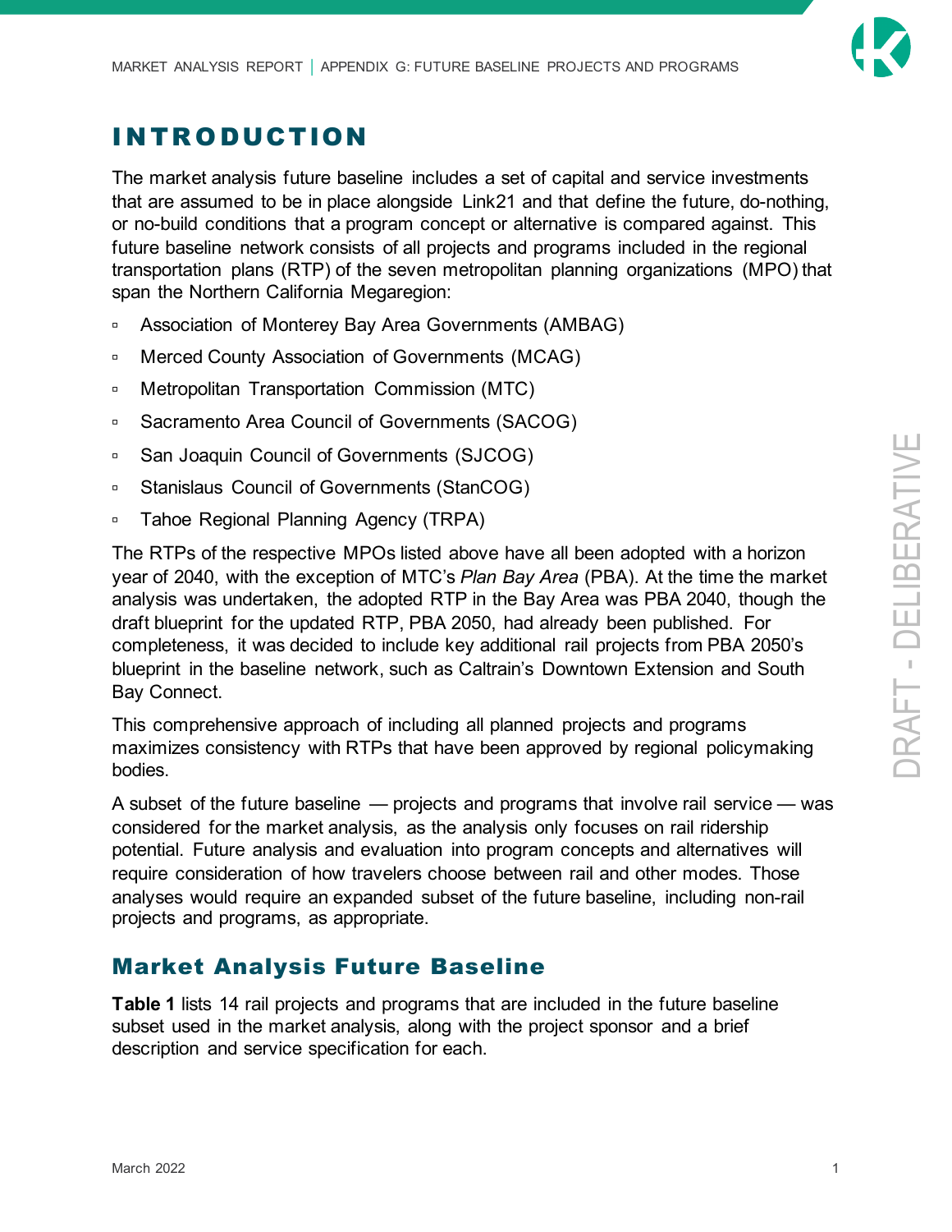# INTRODUCTION

The market analysis future baseline includes a set of capital and service investments that are assumed to be in place alongside Link21 and that define the future, do-nothing, or no-build conditions that a program concept or alternative is compared against. This future baseline network consists of all projects and programs included in the regional transportation plans (RTP) of the seven metropolitan planning organizations (MPO) that span the Northern California Megaregion:

- Association of Monterey Bay Area Governments (AMBAG)
- Merced County Association of Governments (MCAG)
- Metropolitan Transportation Commission (MTC)
- Sacramento Area Council of Governments (SACOG)
- San Joaquin Council of Governments (SJCOG)
- Stanislaus Council of Governments (StanCOG)
- Tahoe Regional Planning Agency (TRPA)

The RTPs of the respective MPOs listed above have all been adopted with a horizon year of 2040, with the exception of MTC's *Plan Bay Area* (PBA). At the time the market analysis was undertaken, the adopted RTP in the Bay Area was PBA 2040, though the draft blueprint for the updated RTP, PBA 2050, had already been published. For completeness, it was decided to include key additional rail projects from PBA 2050's blueprint in the baseline network, such as Caltrain's Downtown Extension and South Bay Connect.

This comprehensive approach of including all planned projects and programs maximizes consistency with RTPs that have been approved by regional policymaking bodies.

A subset of the future baseline — projects and programs that involve rail service — was considered for the market analysis, as the analysis only focuses on rail ridership potential. Future analysis and evaluation into program concepts and alternatives will require consideration of how travelers choose between rail and other modes. Those analyses would require an expanded subset of the future baseline, including non-rail projects and programs, as appropriate.

## Market Analysis Future Baseline

**Table 1** lists 14 rail projects and programs that are included in the future baseline subset used in the market analysis, along with the project sponsor and a brief description and service specification for each.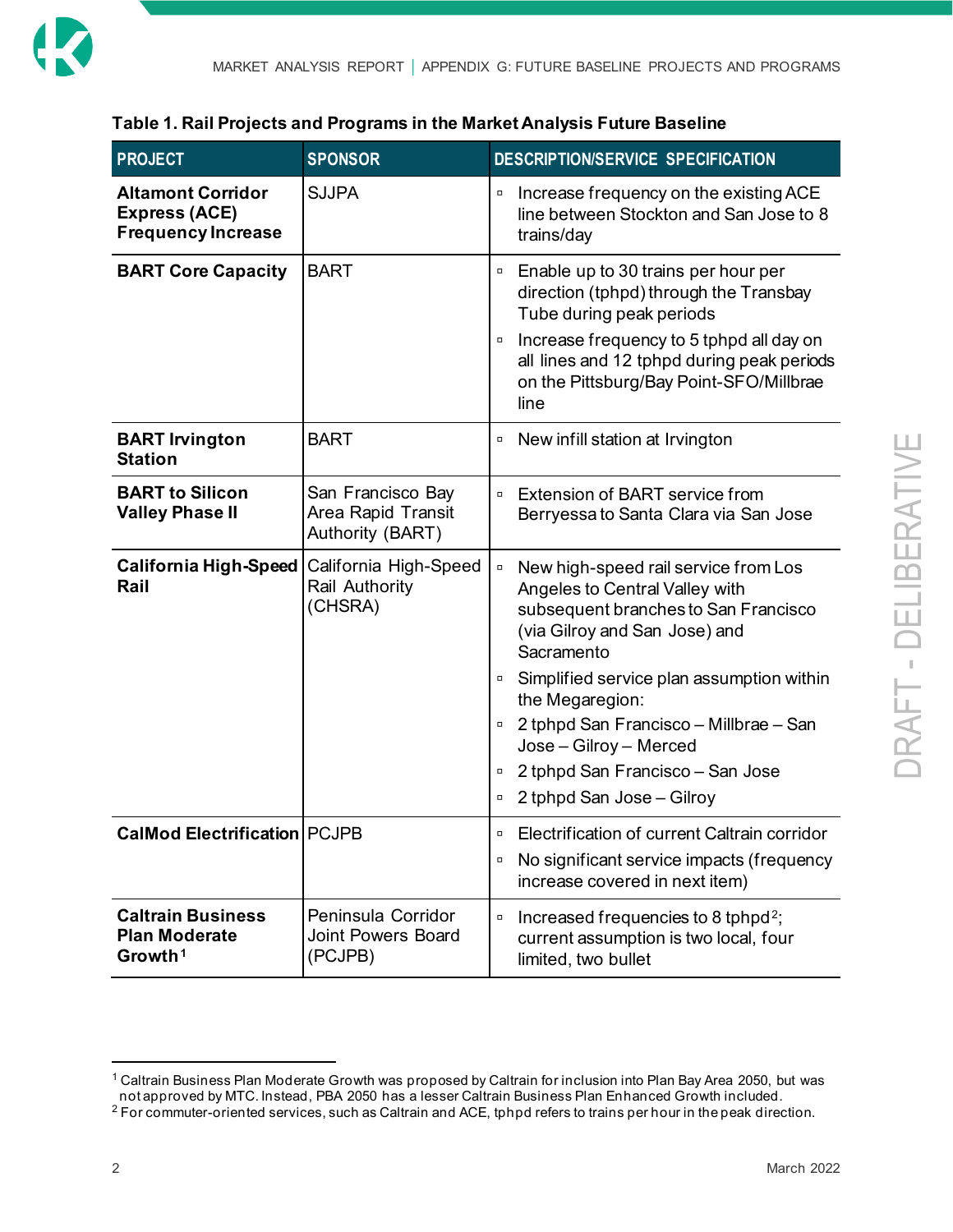**Table 1. Rail Projects and Programs in the Market Analysis Future Baseline**

| PROJECT | SPONSOR | DESCRIPTION/SERVICE SPECIFICATION |
|---|---|---|
| **Altamont Corridor Express (ACE) Frequency Increase** | SJJPA | ▫ Increase frequency on the existing ACE line between Stockton and San Jose to 8 trains/day |
| **BART Core Capacity** | BART | ▫ Enable up to 30 trains per hour per direction (tphpd) through the Transbay Tube during peak periods<br>▫ Increase frequency to 5 tphpd all day on all lines and 12 tphpd during peak periods on the Pittsburg/Bay Point-SFO/Millbrae line |
| **BART Irvington Station** | BART | ▫ New infill station at Irvington |
| **BART to Silicon Valley Phase II** | San Francisco Bay Area Rapid Transit Authority (BART) | ▫ Extension of BART service from Berryessa to Santa Clara via San Jose |
| **California High-Speed Rail** | California High-Speed Rail Authority (CHSRA) | ▫ New high-speed rail service from Los Angeles to Central Valley with subsequent branches to San Francisco (via Gilroy and San Jose) and Sacramento<br>▫ Simplified service plan assumption within the Megaregion:<br>▫ 2 tphpd San Francisco – Millbrae – San Jose – Gilroy – Merced<br>▫ 2 tphpd San Francisco – San Jose<br>▫ 2 tphpd San Jose – Gilroy |
| **CalMod Electrification** | PCJPB | ▫ Electrification of current Caltrain corridor<br>▫ No significant service impacts (frequency increase covered in next item) |
| **Caltrain Business Plan Moderate Growth**[1] | Peninsula Corridor Joint Powers Board (PCJPB) | ▫ Increased frequencies to 8 tphpd[2]; current assumption is two local, four limited, two bullet |

[1] Caltrain Business Plan Moderate Growth was proposed by Caltrain for inclusion into Plan Bay Area 2050, but was not approved by MTC. Instead, PBA 2050 has a lesser Caltrain Business Plan Enhanced Growth included.

[2] For commuter-oriented services, such as Caltrain and ACE, tphpd refers to trains per hour in the peak direction.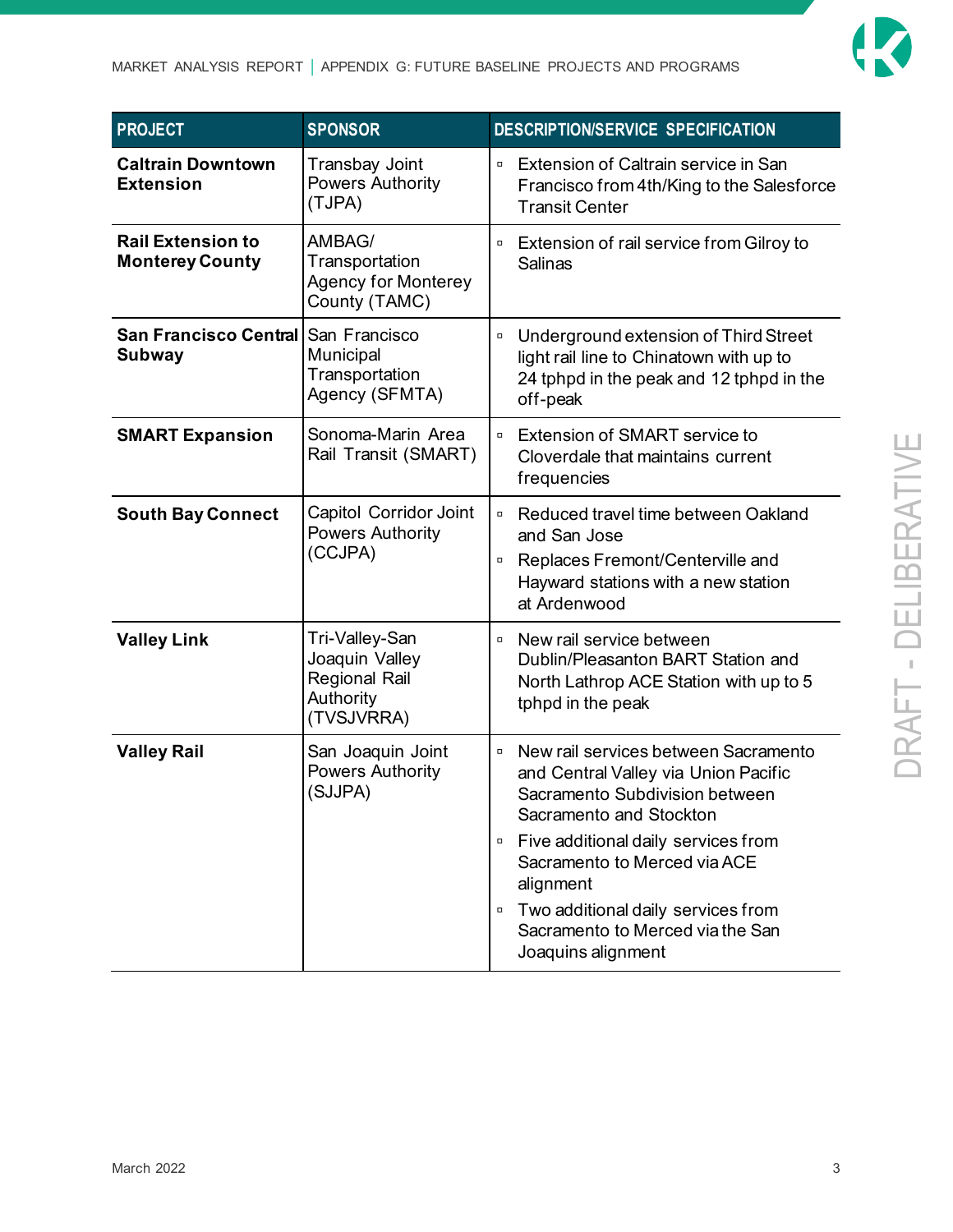| PROJECT | SPONSOR | DESCRIPTION/SERVICE SPECIFICATION |
|---|---|---|
| **Caltrain Downtown Extension** | Transbay Joint Powers Authority (TJPA) | ▫ Extension of Caltrain service in San Francisco from 4th/King to the Salesforce Transit Center |
| **Rail Extension to Monterey County** | AMBAG/ Transportation Agency for Monterey County (TAMC) | ▫ Extension of rail service from Gilroy to Salinas |
| **San Francisco Central Subway** | San Francisco Municipal Transportation Agency (SFMTA) | ▫ Underground extension of Third Street light rail line to Chinatown with up to 24 tphpd in the peak and 12 tphpd in the off-peak |
| **SMART Expansion** | Sonoma-Marin Area Rail Transit (SMART) | ▫ Extension of SMART service to Cloverdale that maintains current frequencies |
| **South Bay Connect** | Capitol Corridor Joint Powers Authority (CCJPA) | ▫ Reduced travel time between Oakland and San Jose<br>▫ Replaces Fremont/Centerville and Hayward stations with a new station at Ardenwood |
| **Valley Link** | Tri-Valley-San Joaquin Valley Regional Rail Authority (TVSJVRRA) | ▫ New rail service between Dublin/Pleasanton BART Station and North Lathrop ACE Station with up to 5 tphpd in the peak |
| **Valley Rail** | San Joaquin Joint Powers Authority (SJJPA) | ▫ New rail services between Sacramento and Central Valley via Union Pacific Sacramento Subdivision between Sacramento and Stockton<br>▫ Five additional daily services from Sacramento to Merced via ACE alignment<br>▫ Two additional daily services from Sacramento to Merced via the San Joaquins alignment |